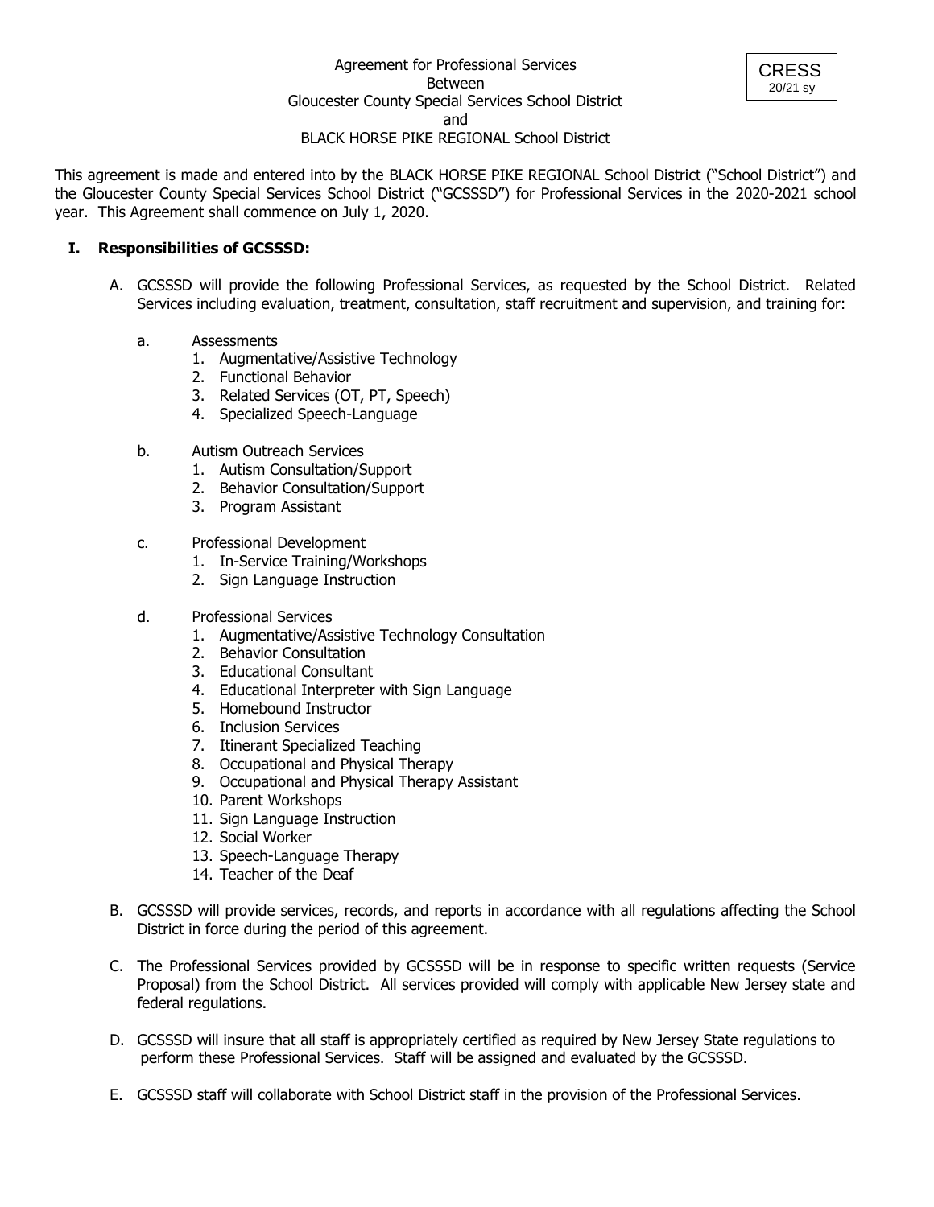CRESS
20/21 sy

Agreement for Professional Services
Between
Gloucester County Special Services School District
and
BLACK HORSE PIKE REGIONAL School District

This agreement is made and entered into by the BLACK HORSE PIKE REGIONAL School District ("School District") and the Gloucester County Special Services School District ("GCSSSD") for Professional Services in the 2020-2021 school year. This Agreement shall commence on July 1, 2020.

## I. Responsibilities of GCSSSD:

A. GCSSSD will provide the following Professional Services, as requested by the School District. Related Services including evaluation, treatment, consultation, staff recruitment and supervision, and training for:

   a. Assessments
      1. Augmentative/Assistive Technology
      2. Functional Behavior
      3. Related Services (OT, PT, Speech)
      4. Specialized Speech-Language

   b. Autism Outreach Services
      1. Autism Consultation/Support
      2. Behavior Consultation/Support
      3. Program Assistant

   c. Professional Development
      1. In-Service Training/Workshops
      2. Sign Language Instruction

   d. Professional Services
      1. Augmentative/Assistive Technology Consultation
      2. Behavior Consultation
      3. Educational Consultant
      4. Educational Interpreter with Sign Language
      5. Homebound Instructor
      6. Inclusion Services
      7. Itinerant Specialized Teaching
      8. Occupational and Physical Therapy
      9. Occupational and Physical Therapy Assistant
      10. Parent Workshops
      11. Sign Language Instruction
      12. Social Worker
      13. Speech-Language Therapy
      14. Teacher of the Deaf

B. GCSSSD will provide services, records, and reports in accordance with all regulations affecting the School District in force during the period of this agreement.

C. The Professional Services provided by GCSSSD will be in response to specific written requests (Service Proposal) from the School District. All services provided will comply with applicable New Jersey state and federal regulations.

D. GCSSSD will insure that all staff is appropriately certified as required by New Jersey State regulations to perform these Professional Services. Staff will be assigned and evaluated by the GCSSSD.

E. GCSSSD staff will collaborate with School District staff in the provision of the Professional Services.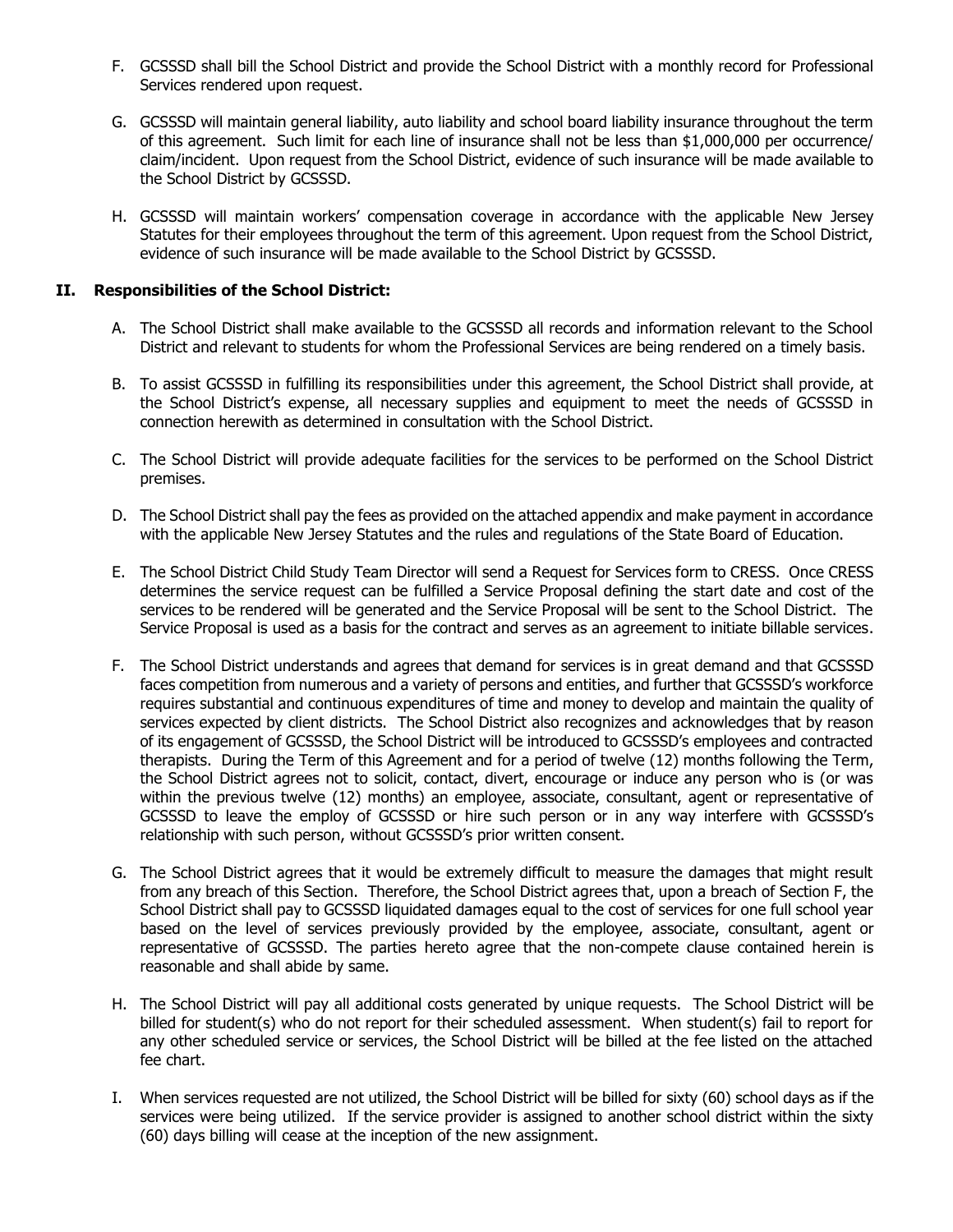F. GCSSSD shall bill the School District and provide the School District with a monthly record for Professional Services rendered upon request.

G. GCSSSD will maintain general liability, auto liability and school board liability insurance throughout the term of this agreement. Such limit for each line of insurance shall not be less than $1,000,000 per occurrence/ claim/incident. Upon request from the School District, evidence of such insurance will be made available to the School District by GCSSSD.

H. GCSSSD will maintain workers' compensation coverage in accordance with the applicable New Jersey Statutes for their employees throughout the term of this agreement. Upon request from the School District, evidence of such insurance will be made available to the School District by GCSSSD.

## II. Responsibilities of the School District:

A. The School District shall make available to the GCSSSD all records and information relevant to the School District and relevant to students for whom the Professional Services are being rendered on a timely basis.

B. To assist GCSSSD in fulfilling its responsibilities under this agreement, the School District shall provide, at the School District's expense, all necessary supplies and equipment to meet the needs of GCSSSD in connection herewith as determined in consultation with the School District.

C. The School District will provide adequate facilities for the services to be performed on the School District premises.

D. The School District shall pay the fees as provided on the attached appendix and make payment in accordance with the applicable New Jersey Statutes and the rules and regulations of the State Board of Education.

E. The School District Child Study Team Director will send a Request for Services form to CRESS. Once CRESS determines the service request can be fulfilled a Service Proposal defining the start date and cost of the services to be rendered will be generated and the Service Proposal will be sent to the School District. The Service Proposal is used as a basis for the contract and serves as an agreement to initiate billable services.

F. The School District understands and agrees that demand for services is in great demand and that GCSSSD faces competition from numerous and a variety of persons and entities, and further that GCSSSD's workforce requires substantial and continuous expenditures of time and money to develop and maintain the quality of services expected by client districts. The School District also recognizes and acknowledges that by reason of its engagement of GCSSSD, the School District will be introduced to GCSSSD's employees and contracted therapists. During the Term of this Agreement and for a period of twelve (12) months following the Term, the School District agrees not to solicit, contact, divert, encourage or induce any person who is (or was within the previous twelve (12) months) an employee, associate, consultant, agent or representative of GCSSSD to leave the employ of GCSSSD or hire such person or in any way interfere with GCSSSD's relationship with such person, without GCSSSD's prior written consent.

G. The School District agrees that it would be extremely difficult to measure the damages that might result from any breach of this Section. Therefore, the School District agrees that, upon a breach of Section F, the School District shall pay to GCSSSD liquidated damages equal to the cost of services for one full school year based on the level of services previously provided by the employee, associate, consultant, agent or representative of GCSSSD. The parties hereto agree that the non-compete clause contained herein is reasonable and shall abide by same.

H. The School District will pay all additional costs generated by unique requests. The School District will be billed for student(s) who do not report for their scheduled assessment. When student(s) fail to report for any other scheduled service or services, the School District will be billed at the fee listed on the attached fee chart.

I. When services requested are not utilized, the School District will be billed for sixty (60) school days as if the services were being utilized. If the service provider is assigned to another school district within the sixty (60) days billing will cease at the inception of the new assignment.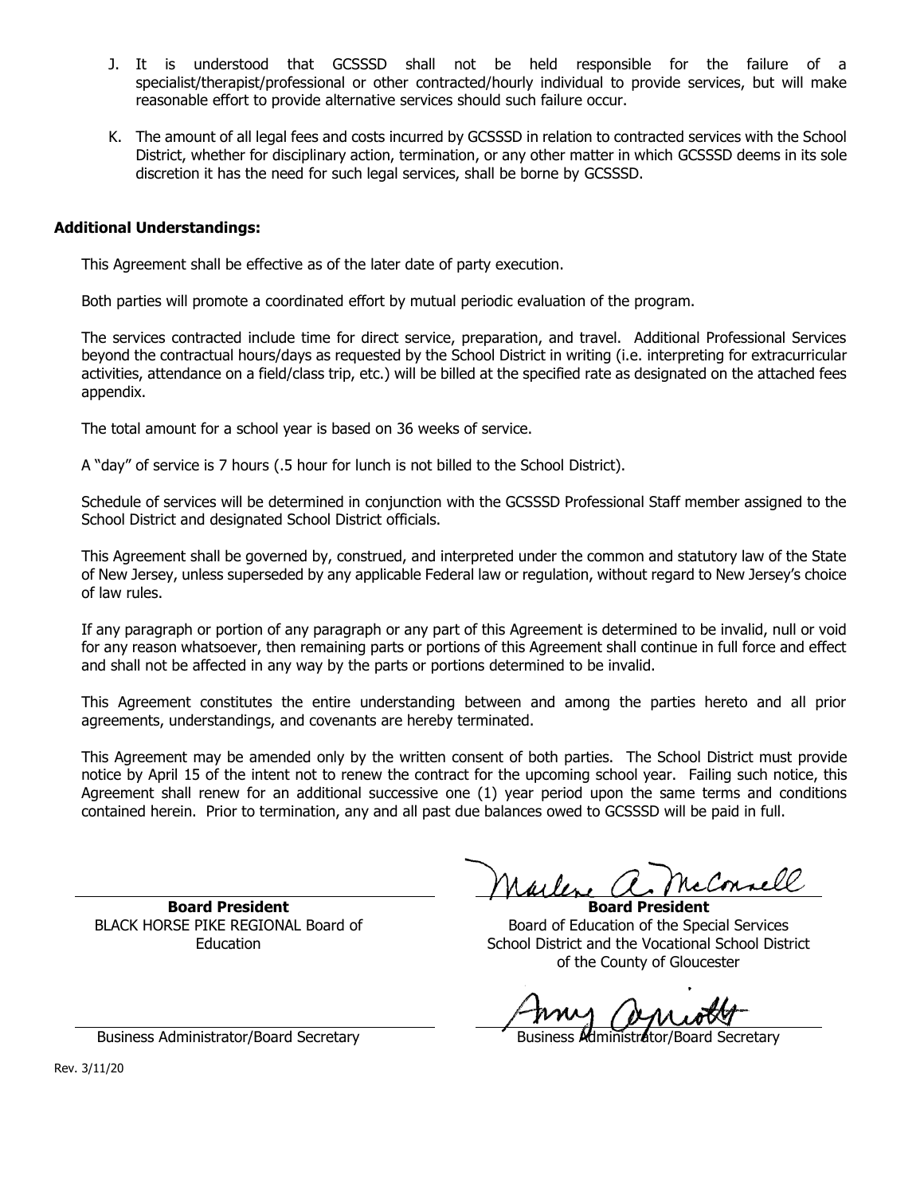J. It is understood that GCSSSD shall not be held responsible for the failure of a specialist/therapist/professional or other contracted/hourly individual to provide services, but will make reasonable effort to provide alternative services should such failure occur.

K. The amount of all legal fees and costs incurred by GCSSSD in relation to contracted services with the School District, whether for disciplinary action, termination, or any other matter in which GCSSSD deems in its sole discretion it has the need for such legal services, shall be borne by GCSSSD.

**Additional Understandings:**

This Agreement shall be effective as of the later date of party execution.

Both parties will promote a coordinated effort by mutual periodic evaluation of the program.

The services contracted include time for direct service, preparation, and travel. Additional Professional Services beyond the contractual hours/days as requested by the School District in writing (i.e. interpreting for extracurricular activities, attendance on a field/class trip, etc.) will be billed at the specified rate as designated on the attached fees appendix.

The total amount for a school year is based on 36 weeks of service.

A "day" of service is 7 hours (.5 hour for lunch is not billed to the School District).

Schedule of services will be determined in conjunction with the GCSSSD Professional Staff member assigned to the School District and designated School District officials.

This Agreement shall be governed by, construed, and interpreted under the common and statutory law of the State of New Jersey, unless superseded by any applicable Federal law or regulation, without regard to New Jersey's choice of law rules.

If any paragraph or portion of any paragraph or any part of this Agreement is determined to be invalid, null or void for any reason whatsoever, then remaining parts or portions of this Agreement shall continue in full force and effect and shall not be affected in any way by the parts or portions determined to be invalid.

This Agreement constitutes the entire understanding between and among the parties hereto and all prior agreements, understandings, and covenants are hereby terminated.

This Agreement may be amended only by the written consent of both parties. The School District must provide notice by April 15 of the intent not to renew the contract for the upcoming school year. Failing such notice, this Agreement shall renew for an additional successive one (1) year period upon the same terms and conditions contained herein. Prior to termination, any and all past due balances owed to GCSSSD will be paid in full.

| | |
|---|---|
| ______________________ | Marlene A. McConnell |
| **Board President** | **Board President** |
| BLACK HORSE PIKE REGIONAL Board of Education | Board of Education of the Special Services School District and the Vocational School District of the County of Gloucester |
| ______________________ | Amy Capriotti |
| Business Administrator/Board Secretary | Business Administrator/Board Secretary |

Rev. 3/11/20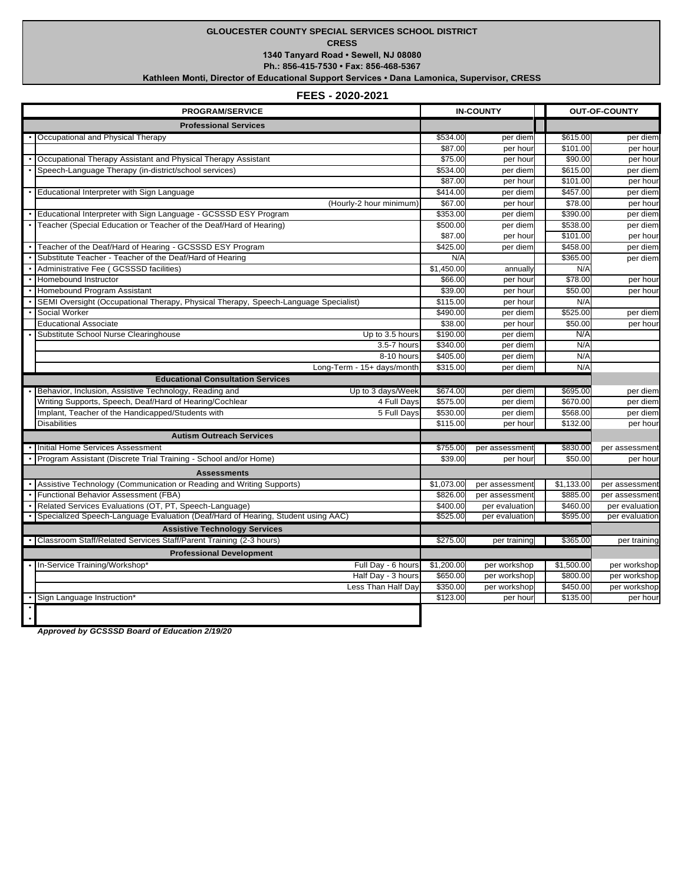**GLOUCESTER COUNTY SPECIAL SERVICES SCHOOL DISTRICT**
**CRESS**
**1340 Tanyard Road • Sewell, NJ 08080**
**Ph.: 856-415-7530 • Fax: 856-468-5367**
**Kathleen Monti, Director of Educational Support Services • Dana Lamonica, Supervisor, CRESS**

## FEES - 2020-2021

| PROGRAM/SERVICE | | IN-COUNTY | | OUT-OF-COUNTY | |
|---|---|---|---|---|---|
| **Professional Services** | | | | | |
| • Occupational and Physical Therapy | | $534.00 | per diem | $615.00 | per diem |
| | | $87.00 | per hour | $101.00 | per hour |
| • Occupational Therapy Assistant and Physical Therapy Assistant | | $75.00 | per hour | $90.00 | per hour |
| • Speech-Language Therapy (in-district/school services) | | $534.00 | per diem | $615.00 | per diem |
| | | $87.00 | per hour | $101.00 | per hour |
| • Educational Interpreter with Sign Language | | $414.00 | per diem | $457.00 | per diem |
| | (Hourly-2 hour minimum) | $67.00 | per hour | $78.00 | per hour |
| • Educational Interpreter with Sign Language - GCSSSD ESY Program | | $353.00 | per diem | $390.00 | per diem |
| • Teacher (Special Education or Teacher of the Deaf/Hard of Hearing) | | $500.00 | per diem | $538.00 | per diem |
| | | $87.00 | per hour | $101.00 | per hour |
| • Teacher of the Deaf/Hard of Hearing - GCSSSD ESY Program | | $425.00 | per diem | $458.00 | per diem |
| • Substitute Teacher - Teacher of the Deaf/Hard of Hearing | | N/A | | $365.00 | per diem |
| • Administrative Fee ( GCSSSD facilities) | | $1,450.00 | annually | N/A | |
| • Homebound Instructor | | $66.00 | per hour | $78.00 | per hour |
| • Homebound Program Assistant | | $39.00 | per hour | $50.00 | per hour |
| • SEMI Oversight (Occupational Therapy, Physical Therapy, Speech-Language Specialist) | | $115.00 | per hour | N/A | |
| • Social Worker | | $490.00 | per diem | $525.00 | per diem |
| Educational Associate | | $38.00 | per hour | $50.00 | per hour |
| • Substitute School Nurse Clearinghouse | Up to 3.5 hours | $190.00 | per diem | N/A | |
| | 3.5-7 hours | $340.00 | per diem | N/A | |
| | 8-10 hours | $405.00 | per diem | N/A | |
| | Long-Term - 15+ days/month | $315.00 | per diem | N/A | |
| **Educational Consultation Services** | | | | | |
| • Behavior, Inclusion, Assistive Technology, Reading and | Up to 3 days/Week | $674.00 | per diem | $695.00 | per diem |
| Writing Supports, Speech, Deaf/Hard of Hearing/Cochlear | 4 Full Days | $575.00 | per diem | $670.00 | per diem |
| Implant, Teacher of the Handicapped/Students with | 5 Full Days | $530.00 | per diem | $568.00 | per diem |
| Disabilities | | $115.00 | per hour | $132.00 | per hour |
| **Autism Outreach Services** | | | | | |
| • Initial Home Services Assessment | | $755.00 | per assessment | $830.00 | per assessment |
| • Program Assistant (Discrete Trial Training - School and/or Home) | | $39.00 | per hour | $50.00 | per hour |
| **Assessments** | | | | | |
| • Assistive Technology (Communication or Reading and Writing Supports) | | $1,073.00 | per assessment | $1,133.00 | per assessment |
| • Functional Behavior Assessment (FBA) | | $826.00 | per assessment | $885.00 | per assessment |
| • Related Services Evaluations (OT, PT, Speech-Language) | | $400.00 | per evaluation | $460.00 | per evaluation |
| • Specialized Speech-Language Evaluation (Deaf/Hard of Hearing, Student using AAC) | | $525.00 | per evaluation | $595.00 | per evaluation |
| **Assistive Technology Services** | | | | | |
| • Classroom Staff/Related Services Staff/Parent Training (2-3 hours) | | $275.00 | per training | $365.00 | per training |
| **Professional Development** | | | | | |
| • In-Service Training/Workshop* | Full Day - 6 hours | $1,200.00 | per workshop | $1,500.00 | per workshop |
| | Half Day - 3 hours | $650.00 | per workshop | $800.00 | per workshop |
| | Less Than Half Day | $350.00 | per workshop | $450.00 | per workshop |
| • Sign Language Instruction* | | $123.00 | per hour | $135.00 | per hour |

*Approved by GCSSSD Board of Education 2/19/20*